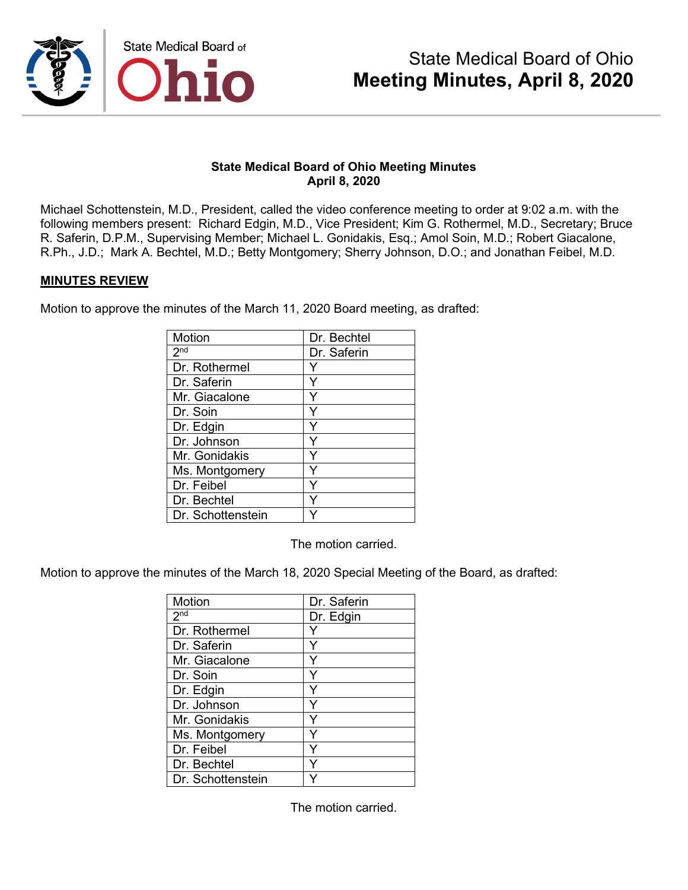# State Medical Board of Ohio
# Meeting Minutes, April 8, 2020

**State Medical Board of Ohio Meeting Minutes**
**April 8, 2020**

Michael Schottenstein, M.D., President, called the video conference meeting to order at 9:02 a.m. with the following members present: Richard Edgin, M.D., Vice President; Kim G. Rothermel, M.D., Secretary; Bruce R. Saferin, D.P.M., Supervising Member; Michael L. Gonidakis, Esq.; Amol Soin, M.D.; Robert Giacalone, R.Ph., J.D.; Mark A. Bechtel, M.D.; Betty Montgomery; Sherry Johnson, D.O.; and Jonathan Feibel, M.D.

## MINUTES REVIEW

Motion to approve the minutes of the March 11, 2020 Board meeting, as drafted:

| Motion | Dr. Bechtel |
|---|---|
| 2nd | Dr. Saferin |
| Dr. Rothermel | Y |
| Dr. Saferin | Y |
| Mr. Giacalone | Y |
| Dr. Soin | Y |
| Dr. Edgin | Y |
| Dr. Johnson | Y |
| Mr. Gonidakis | Y |
| Ms. Montgomery | Y |
| Dr. Feibel | Y |
| Dr. Bechtel | Y |
| Dr. Schottenstein | Y |

The motion carried.

Motion to approve the minutes of the March 18, 2020 Special Meeting of the Board, as drafted:

| Motion | Dr. Saferin |
|---|---|
| 2nd | Dr. Edgin |
| Dr. Rothermel | Y |
| Dr. Saferin | Y |
| Mr. Giacalone | Y |
| Dr. Soin | Y |
| Dr. Edgin | Y |
| Dr. Johnson | Y |
| Mr. Gonidakis | Y |
| Ms. Montgomery | Y |
| Dr. Feibel | Y |
| Dr. Bechtel | Y |
| Dr. Schottenstein | Y |

The motion carried.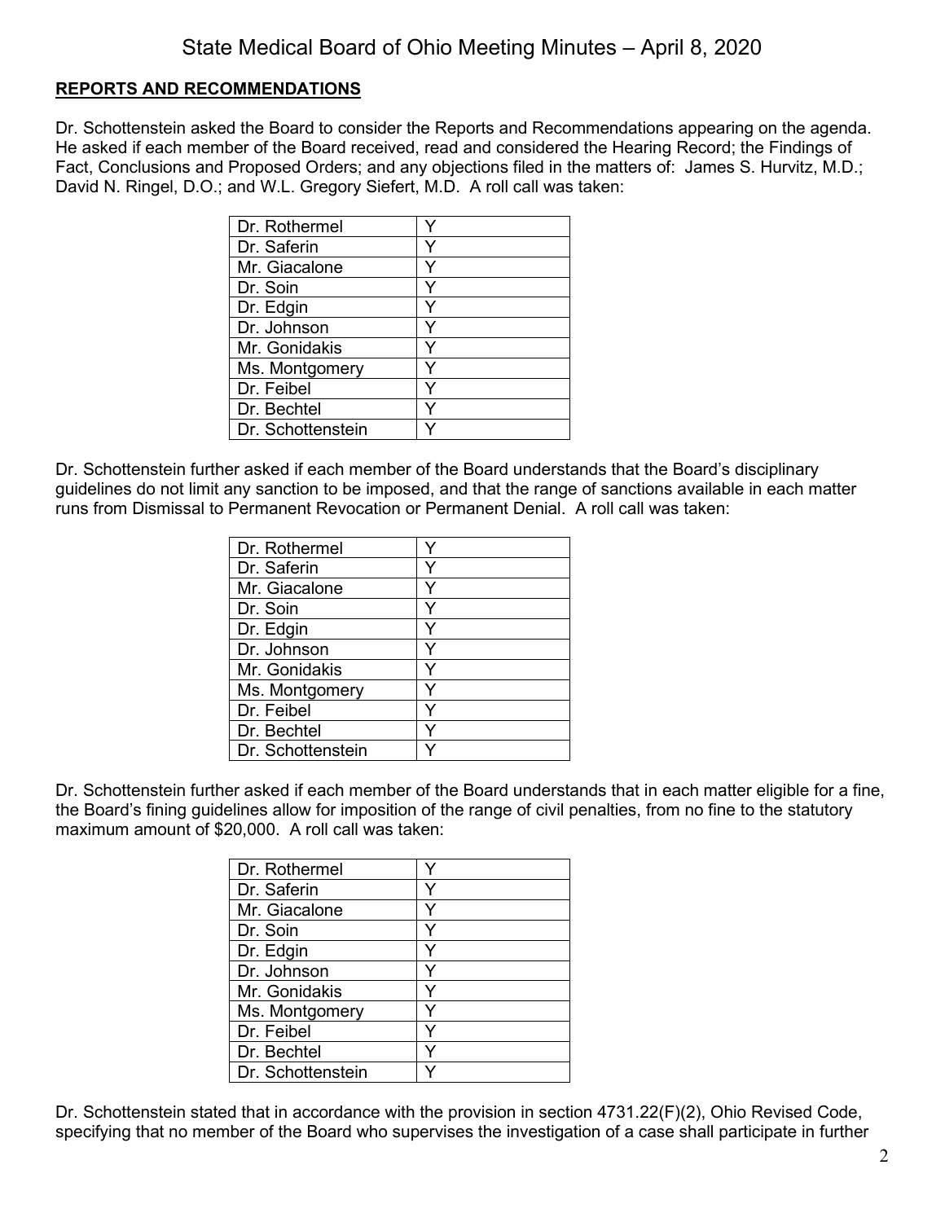**REPORTS AND RECOMMENDATIONS**

Dr. Schottenstein asked the Board to consider the Reports and Recommendations appearing on the agenda. He asked if each member of the Board received, read and considered the Hearing Record; the Findings of Fact, Conclusions and Proposed Orders; and any objections filed in the matters of: James S. Hurvitz, M.D.; David N. Ringel, D.O.; and W.L. Gregory Siefert, M.D. A roll call was taken:

| | |
|---|---|
| Dr. Rothermel | Y |
| Dr. Saferin | Y |
| Mr. Giacalone | Y |
| Dr. Soin | Y |
| Dr. Edgin | Y |
| Dr. Johnson | Y |
| Mr. Gonidakis | Y |
| Ms. Montgomery | Y |
| Dr. Feibel | Y |
| Dr. Bechtel | Y |
| Dr. Schottenstein | Y |

Dr. Schottenstein further asked if each member of the Board understands that the Board's disciplinary guidelines do not limit any sanction to be imposed, and that the range of sanctions available in each matter runs from Dismissal to Permanent Revocation or Permanent Denial. A roll call was taken:

| | |
|---|---|
| Dr. Rothermel | Y |
| Dr. Saferin | Y |
| Mr. Giacalone | Y |
| Dr. Soin | Y |
| Dr. Edgin | Y |
| Dr. Johnson | Y |
| Mr. Gonidakis | Y |
| Ms. Montgomery | Y |
| Dr. Feibel | Y |
| Dr. Bechtel | Y |
| Dr. Schottenstein | Y |

Dr. Schottenstein further asked if each member of the Board understands that in each matter eligible for a fine, the Board's fining guidelines allow for imposition of the range of civil penalties, from no fine to the statutory maximum amount of $20,000. A roll call was taken:

| | |
|---|---|
| Dr. Rothermel | Y |
| Dr. Saferin | Y |
| Mr. Giacalone | Y |
| Dr. Soin | Y |
| Dr. Edgin | Y |
| Dr. Johnson | Y |
| Mr. Gonidakis | Y |
| Ms. Montgomery | Y |
| Dr. Feibel | Y |
| Dr. Bechtel | Y |
| Dr. Schottenstein | Y |

Dr. Schottenstein stated that in accordance with the provision in section 4731.22(F)(2), Ohio Revised Code, specifying that no member of the Board who supervises the investigation of a case shall participate in further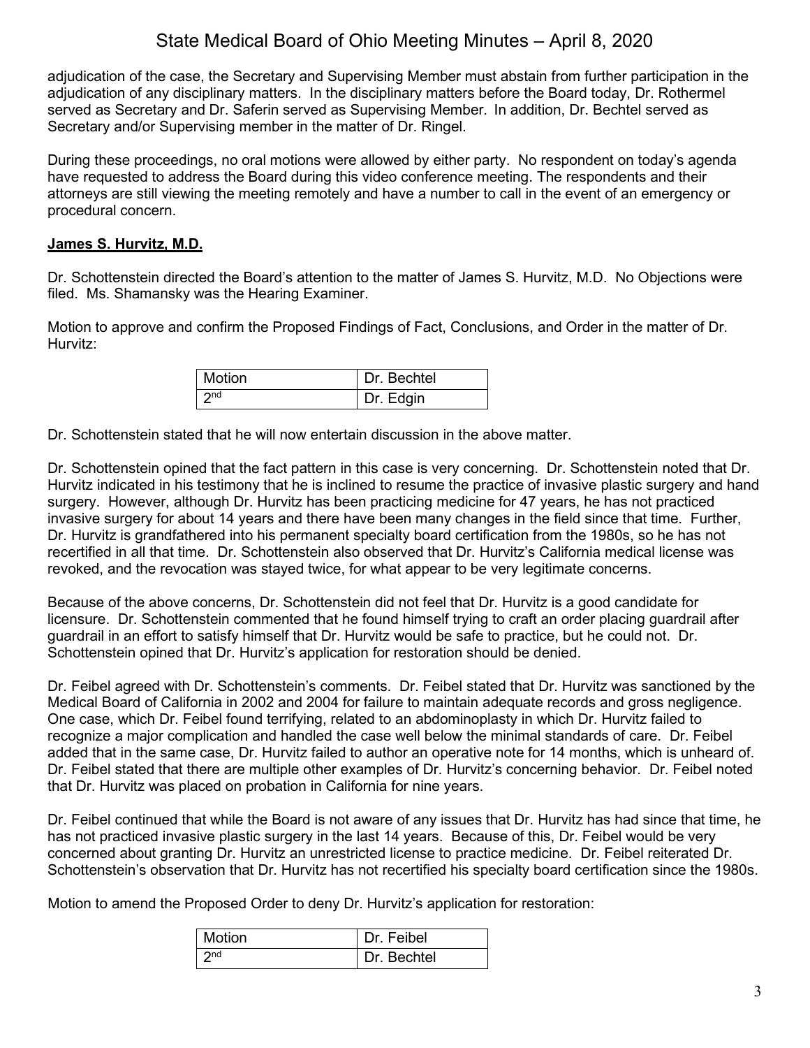adjudication of the case, the Secretary and Supervising Member must abstain from further participation in the adjudication of any disciplinary matters. In the disciplinary matters before the Board today, Dr. Rothermel served as Secretary and Dr. Saferin served as Supervising Member. In addition, Dr. Bechtel served as Secretary and/or Supervising member in the matter of Dr. Ringel.

During these proceedings, no oral motions were allowed by either party. No respondent on today's agenda have requested to address the Board during this video conference meeting. The respondents and their attorneys are still viewing the meeting remotely and have a number to call in the event of an emergency or procedural concern.

**James S. Hurvitz, M.D.**

Dr. Schottenstein directed the Board's attention to the matter of James S. Hurvitz, M.D. No Objections were filed. Ms. Shamansky was the Hearing Examiner.

Motion to approve and confirm the Proposed Findings of Fact, Conclusions, and Order in the matter of Dr. Hurvitz:

| Motion | Dr. Bechtel |
|---|---|
| 2nd | Dr. Edgin |

Dr. Schottenstein stated that he will now entertain discussion in the above matter.

Dr. Schottenstein opined that the fact pattern in this case is very concerning. Dr. Schottenstein noted that Dr. Hurvitz indicated in his testimony that he is inclined to resume the practice of invasive plastic surgery and hand surgery. However, although Dr. Hurvitz has been practicing medicine for 47 years, he has not practiced invasive surgery for about 14 years and there have been many changes in the field since that time. Further, Dr. Hurvitz is grandfathered into his permanent specialty board certification from the 1980s, so he has not recertified in all that time. Dr. Schottenstein also observed that Dr. Hurvitz's California medical license was revoked, and the revocation was stayed twice, for what appear to be very legitimate concerns.

Because of the above concerns, Dr. Schottenstein did not feel that Dr. Hurvitz is a good candidate for licensure. Dr. Schottenstein commented that he found himself trying to craft an order placing guardrail after guardrail in an effort to satisfy himself that Dr. Hurvitz would be safe to practice, but he could not. Dr. Schottenstein opined that Dr. Hurvitz's application for restoration should be denied.

Dr. Feibel agreed with Dr. Schottenstein's comments. Dr. Feibel stated that Dr. Hurvitz was sanctioned by the Medical Board of California in 2002 and 2004 for failure to maintain adequate records and gross negligence. One case, which Dr. Feibel found terrifying, related to an abdominoplasty in which Dr. Hurvitz failed to recognize a major complication and handled the case well below the minimal standards of care. Dr. Feibel added that in the same case, Dr. Hurvitz failed to author an operative note for 14 months, which is unheard of. Dr. Feibel stated that there are multiple other examples of Dr. Hurvitz's concerning behavior. Dr. Feibel noted that Dr. Hurvitz was placed on probation in California for nine years.

Dr. Feibel continued that while the Board is not aware of any issues that Dr. Hurvitz has had since that time, he has not practiced invasive plastic surgery in the last 14 years. Because of this, Dr. Feibel would be very concerned about granting Dr. Hurvitz an unrestricted license to practice medicine. Dr. Feibel reiterated Dr. Schottenstein's observation that Dr. Hurvitz has not recertified his specialty board certification since the 1980s.

Motion to amend the Proposed Order to deny Dr. Hurvitz's application for restoration:

| Motion | Dr. Feibel |
|---|---|
| 2nd | Dr. Bechtel |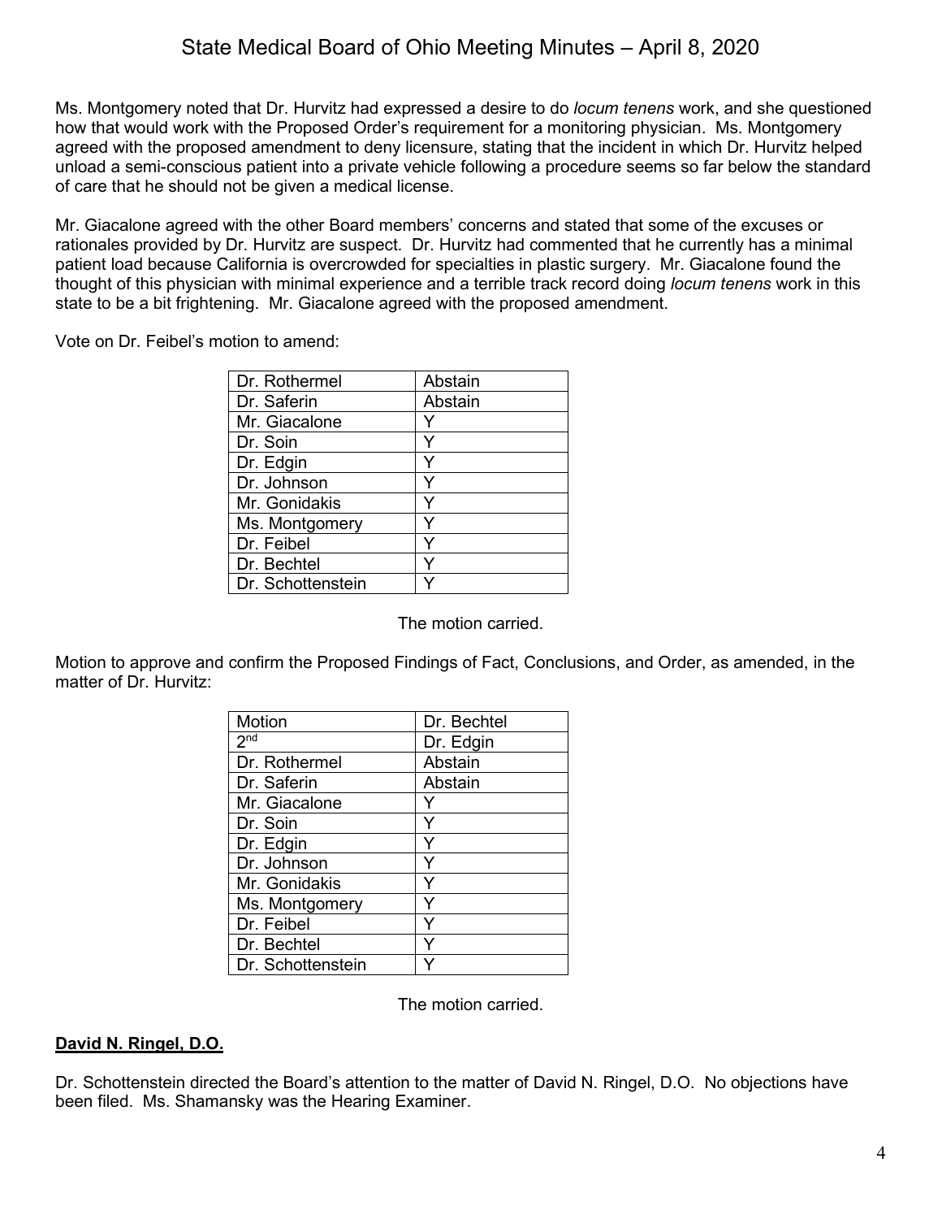Ms. Montgomery noted that Dr. Hurvitz had expressed a desire to do *locum tenens* work, and she questioned how that would work with the Proposed Order's requirement for a monitoring physician. Ms. Montgomery agreed with the proposed amendment to deny licensure, stating that the incident in which Dr. Hurvitz helped unload a semi-conscious patient into a private vehicle following a procedure seems so far below the standard of care that he should not be given a medical license.

Mr. Giacalone agreed with the other Board members' concerns and stated that some of the excuses or rationales provided by Dr. Hurvitz are suspect. Dr. Hurvitz had commented that he currently has a minimal patient load because California is overcrowded for specialties in plastic surgery. Mr. Giacalone found the thought of this physician with minimal experience and a terrible track record doing *locum tenens* work in this state to be a bit frightening. Mr. Giacalone agreed with the proposed amendment.

Vote on Dr. Feibel's motion to amend:

| | |
|---|---|
| Dr. Rothermel | Abstain |
| Dr. Saferin | Abstain |
| Mr. Giacalone | Y |
| Dr. Soin | Y |
| Dr. Edgin | Y |
| Dr. Johnson | Y |
| Mr. Gonidakis | Y |
| Ms. Montgomery | Y |
| Dr. Feibel | Y |
| Dr. Bechtel | Y |
| Dr. Schottenstein | Y |

The motion carried.

Motion to approve and confirm the Proposed Findings of Fact, Conclusions, and Order, as amended, in the matter of Dr. Hurvitz:

| | |
|---|---|
| Motion | Dr. Bechtel |
| 2nd | Dr. Edgin |
| Dr. Rothermel | Abstain |
| Dr. Saferin | Abstain |
| Mr. Giacalone | Y |
| Dr. Soin | Y |
| Dr. Edgin | Y |
| Dr. Johnson | Y |
| Mr. Gonidakis | Y |
| Ms. Montgomery | Y |
| Dr. Feibel | Y |
| Dr. Bechtel | Y |
| Dr. Schottenstein | Y |

The motion carried.

**David N. Ringel, D.O.**

Dr. Schottenstein directed the Board's attention to the matter of David N. Ringel, D.O. No objections have been filed. Ms. Shamansky was the Hearing Examiner.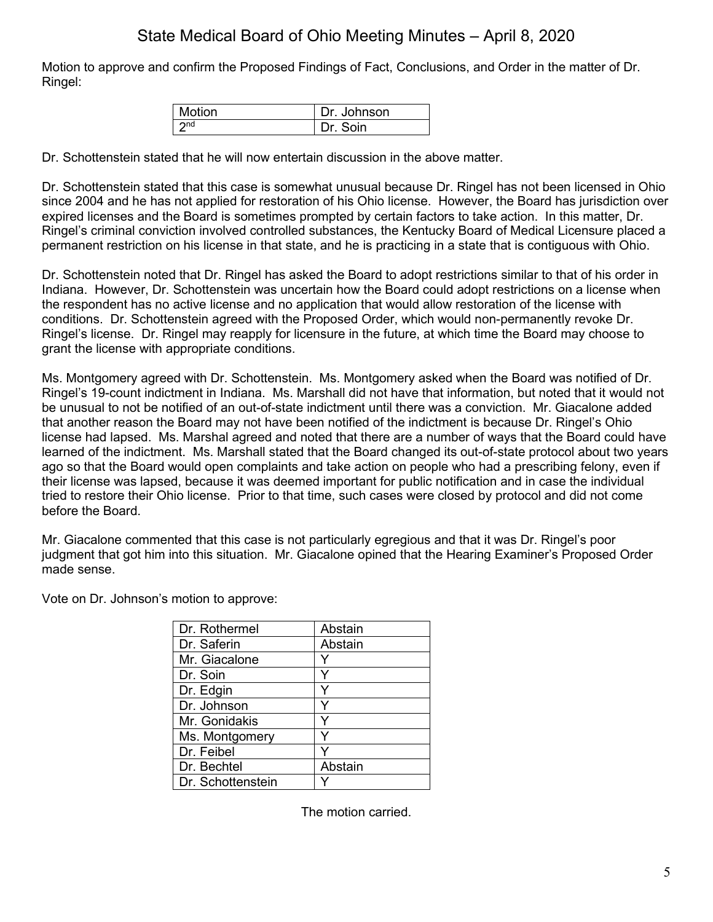Motion to approve and confirm the Proposed Findings of Fact, Conclusions, and Order in the matter of Dr. Ringel:

| Motion | Dr. Johnson |
|---|---|
| 2nd | Dr. Soin |

Dr. Schottenstein stated that he will now entertain discussion in the above matter.

Dr. Schottenstein stated that this case is somewhat unusual because Dr. Ringel has not been licensed in Ohio since 2004 and he has not applied for restoration of his Ohio license. However, the Board has jurisdiction over expired licenses and the Board is sometimes prompted by certain factors to take action. In this matter, Dr. Ringel's criminal conviction involved controlled substances, the Kentucky Board of Medical Licensure placed a permanent restriction on his license in that state, and he is practicing in a state that is contiguous with Ohio.

Dr. Schottenstein noted that Dr. Ringel has asked the Board to adopt restrictions similar to that of his order in Indiana. However, Dr. Schottenstein was uncertain how the Board could adopt restrictions on a license when the respondent has no active license and no application that would allow restoration of the license with conditions. Dr. Schottenstein agreed with the Proposed Order, which would non-permanently revoke Dr. Ringel's license. Dr. Ringel may reapply for licensure in the future, at which time the Board may choose to grant the license with appropriate conditions.

Ms. Montgomery agreed with Dr. Schottenstein. Ms. Montgomery asked when the Board was notified of Dr. Ringel's 19-count indictment in Indiana. Ms. Marshall did not have that information, but noted that it would not be unusual to not be notified of an out-of-state indictment until there was a conviction. Mr. Giacalone added that another reason the Board may not have been notified of the indictment is because Dr. Ringel's Ohio license had lapsed. Ms. Marshal agreed and noted that there are a number of ways that the Board could have learned of the indictment. Ms. Marshall stated that the Board changed its out-of-state protocol about two years ago so that the Board would open complaints and take action on people who had a prescribing felony, even if their license was lapsed, because it was deemed important for public notification and in case the individual tried to restore their Ohio license. Prior to that time, such cases were closed by protocol and did not come before the Board.

Mr. Giacalone commented that this case is not particularly egregious and that it was Dr. Ringel's poor judgment that got him into this situation. Mr. Giacalone opined that the Hearing Examiner's Proposed Order made sense.

Vote on Dr. Johnson's motion to approve:

| Board Member | Vote |
|---|---|
| Dr. Rothermel | Abstain |
| Dr. Saferin | Abstain |
| Mr. Giacalone | Y |
| Dr. Soin | Y |
| Dr. Edgin | Y |
| Dr. Johnson | Y |
| Mr. Gonidakis | Y |
| Ms. Montgomery | Y |
| Dr. Feibel | Y |
| Dr. Bechtel | Abstain |
| Dr. Schottenstein | Y |

The motion carried.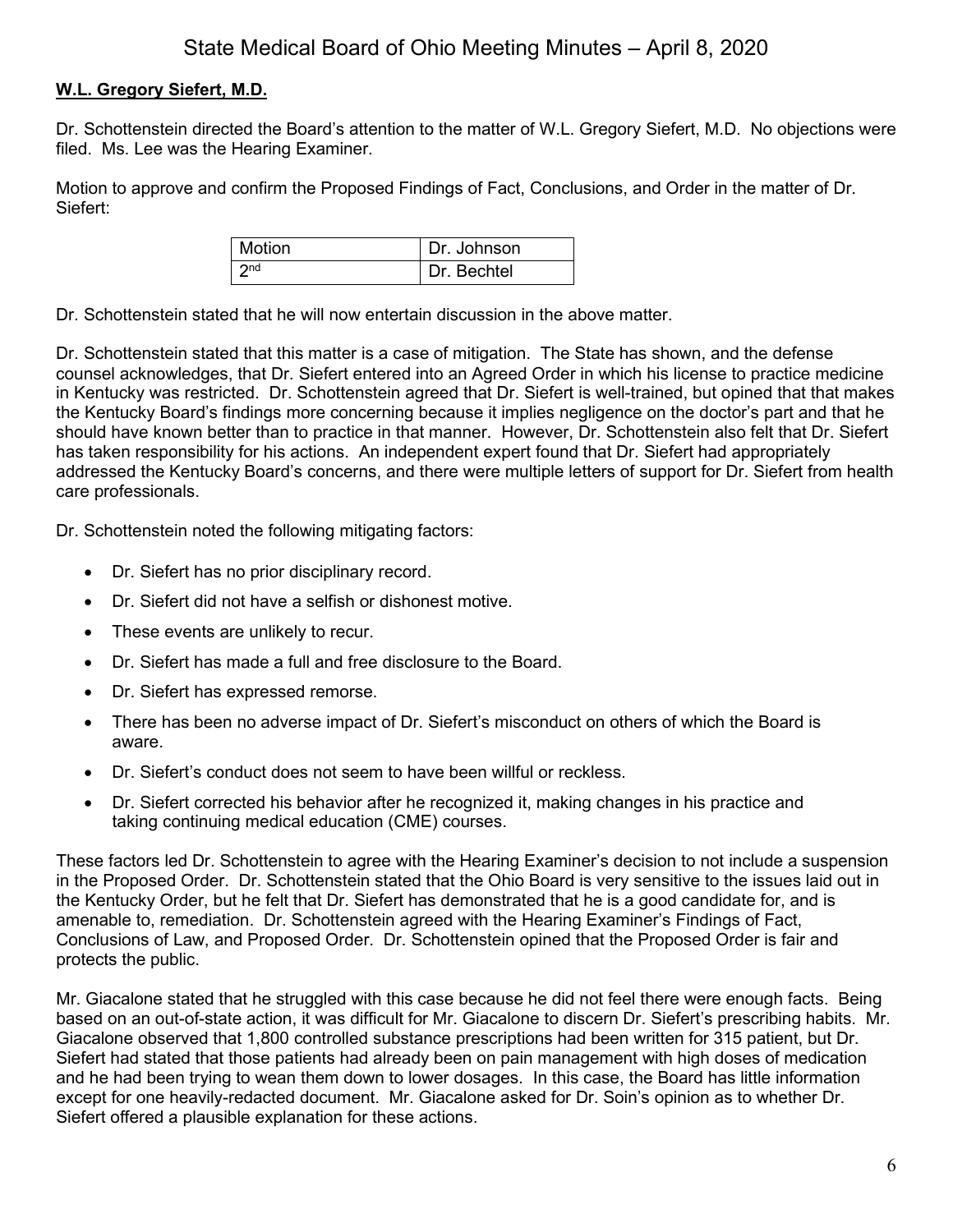**W.L. Gregory Siefert, M.D.**

Dr. Schottenstein directed the Board's attention to the matter of W.L. Gregory Siefert, M.D. No objections were filed. Ms. Lee was the Hearing Examiner.

Motion to approve and confirm the Proposed Findings of Fact, Conclusions, and Order in the matter of Dr. Siefert:

| Motion | Dr. Johnson |
|---|---|
| 2nd | Dr. Bechtel |

Dr. Schottenstein stated that he will now entertain discussion in the above matter.

Dr. Schottenstein stated that this matter is a case of mitigation. The State has shown, and the defense counsel acknowledges, that Dr. Siefert entered into an Agreed Order in which his license to practice medicine in Kentucky was restricted. Dr. Schottenstein agreed that Dr. Siefert is well-trained, but opined that that makes the Kentucky Board's findings more concerning because it implies negligence on the doctor's part and that he should have known better than to practice in that manner. However, Dr. Schottenstein also felt that Dr. Siefert has taken responsibility for his actions. An independent expert found that Dr. Siefert had appropriately addressed the Kentucky Board's concerns, and there were multiple letters of support for Dr. Siefert from health care professionals.

Dr. Schottenstein noted the following mitigating factors:

- Dr. Siefert has no prior disciplinary record.
- Dr. Siefert did not have a selfish or dishonest motive.
- These events are unlikely to recur.
- Dr. Siefert has made a full and free disclosure to the Board.
- Dr. Siefert has expressed remorse.
- There has been no adverse impact of Dr. Siefert's misconduct on others of which the Board is aware.
- Dr. Siefert's conduct does not seem to have been willful or reckless.
- Dr. Siefert corrected his behavior after he recognized it, making changes in his practice and taking continuing medical education (CME) courses.

These factors led Dr. Schottenstein to agree with the Hearing Examiner's decision to not include a suspension in the Proposed Order. Dr. Schottenstein stated that the Ohio Board is very sensitive to the issues laid out in the Kentucky Order, but he felt that Dr. Siefert has demonstrated that he is a good candidate for, and is amenable to, remediation. Dr. Schottenstein agreed with the Hearing Examiner's Findings of Fact, Conclusions of Law, and Proposed Order. Dr. Schottenstein opined that the Proposed Order is fair and protects the public.

Mr. Giacalone stated that he struggled with this case because he did not feel there were enough facts. Being based on an out-of-state action, it was difficult for Mr. Giacalone to discern Dr. Siefert's prescribing habits. Mr. Giacalone observed that 1,800 controlled substance prescriptions had been written for 315 patient, but Dr. Siefert had stated that those patients had already been on pain management with high doses of medication and he had been trying to wean them down to lower dosages. In this case, the Board has little information except for one heavily-redacted document. Mr. Giacalone asked for Dr. Soin's opinion as to whether Dr. Siefert offered a plausible explanation for these actions.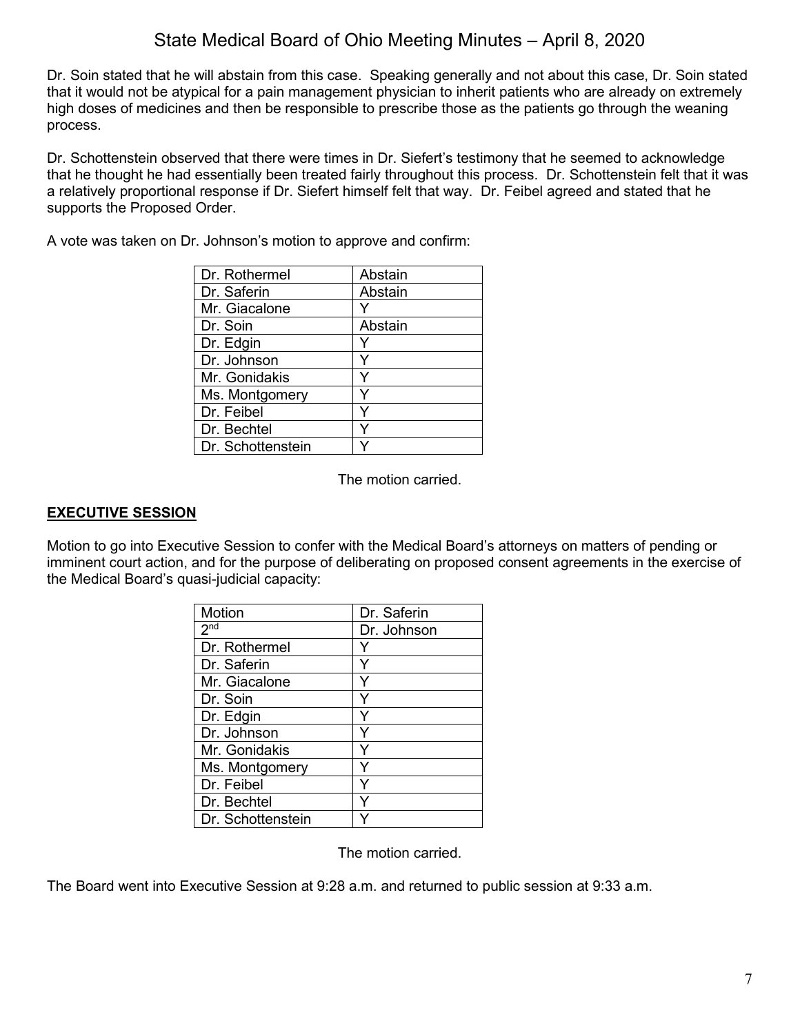Dr. Soin stated that he will abstain from this case. Speaking generally and not about this case, Dr. Soin stated that it would not be atypical for a pain management physician to inherit patients who are already on extremely high doses of medicines and then be responsible to prescribe those as the patients go through the weaning process.

Dr. Schottenstein observed that there were times in Dr. Siefert's testimony that he seemed to acknowledge that he thought he had essentially been treated fairly throughout this process. Dr. Schottenstein felt that it was a relatively proportional response if Dr. Siefert himself felt that way. Dr. Feibel agreed and stated that he supports the Proposed Order.

A vote was taken on Dr. Johnson's motion to approve and confirm:

| | |
|---|---|
| Dr. Rothermel | Abstain |
| Dr. Saferin | Abstain |
| Mr. Giacalone | Y |
| Dr. Soin | Abstain |
| Dr. Edgin | Y |
| Dr. Johnson | Y |
| Mr. Gonidakis | Y |
| Ms. Montgomery | Y |
| Dr. Feibel | Y |
| Dr. Bechtel | Y |
| Dr. Schottenstein | Y |

The motion carried.

## **EXECUTIVE SESSION**

Motion to go into Executive Session to confer with the Medical Board's attorneys on matters of pending or imminent court action, and for the purpose of deliberating on proposed consent agreements in the exercise of the Medical Board's quasi-judicial capacity:

| Motion | Dr. Saferin |
|---|---|
| 2nd | Dr. Johnson |
| Dr. Rothermel | Y |
| Dr. Saferin | Y |
| Mr. Giacalone | Y |
| Dr. Soin | Y |
| Dr. Edgin | Y |
| Dr. Johnson | Y |
| Mr. Gonidakis | Y |
| Ms. Montgomery | Y |
| Dr. Feibel | Y |
| Dr. Bechtel | Y |
| Dr. Schottenstein | Y |

The motion carried.

The Board went into Executive Session at 9:28 a.m. and returned to public session at 9:33 a.m.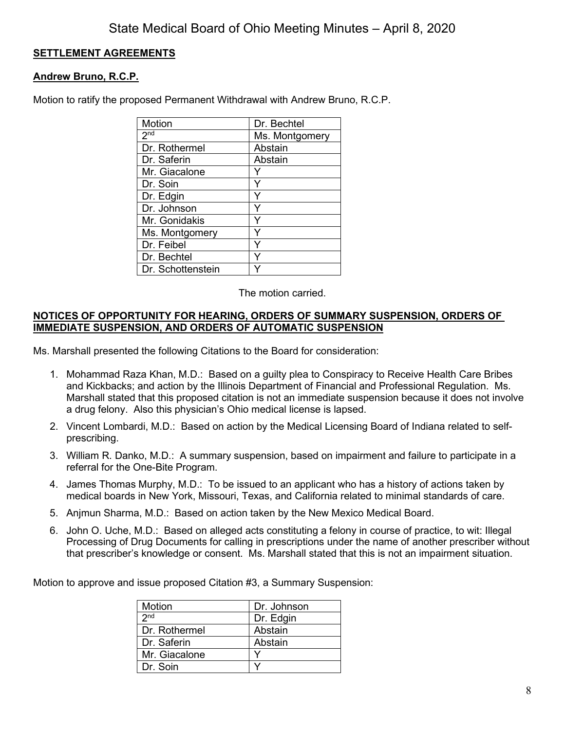**SETTLEMENT AGREEMENTS**

**Andrew Bruno, R.C.P.**

Motion to ratify the proposed Permanent Withdrawal with Andrew Bruno, R.C.P.

| Motion | Dr. Bechtel |
|---|---|
| 2nd | Ms. Montgomery |
| Dr. Rothermel | Abstain |
| Dr. Saferin | Abstain |
| Mr. Giacalone | Y |
| Dr. Soin | Y |
| Dr. Edgin | Y |
| Dr. Johnson | Y |
| Mr. Gonidakis | Y |
| Ms. Montgomery | Y |
| Dr. Feibel | Y |
| Dr. Bechtel | Y |
| Dr. Schottenstein | Y |

The motion carried.

**NOTICES OF OPPORTUNITY FOR HEARING, ORDERS OF SUMMARY SUSPENSION, ORDERS OF IMMEDIATE SUSPENSION, AND ORDERS OF AUTOMATIC SUSPENSION**

Ms. Marshall presented the following Citations to the Board for consideration:

1. Mohammad Raza Khan, M.D.: Based on a guilty plea to Conspiracy to Receive Health Care Bribes and Kickbacks; and action by the Illinois Department of Financial and Professional Regulation. Ms. Marshall stated that this proposed citation is not an immediate suspension because it does not involve a drug felony. Also this physician's Ohio medical license is lapsed.
2. Vincent Lombardi, M.D.: Based on action by the Medical Licensing Board of Indiana related to self-prescribing.
3. William R. Danko, M.D.: A summary suspension, based on impairment and failure to participate in a referral for the One-Bite Program.
4. James Thomas Murphy, M.D.: To be issued to an applicant who has a history of actions taken by medical boards in New York, Missouri, Texas, and California related to minimal standards of care.
5. Anjmun Sharma, M.D.: Based on action taken by the New Mexico Medical Board.
6. John O. Uche, M.D.: Based on alleged acts constituting a felony in course of practice, to wit: Illegal Processing of Drug Documents for calling in prescriptions under the name of another prescriber without that prescriber's knowledge or consent. Ms. Marshall stated that this is not an impairment situation.

Motion to approve and issue proposed Citation #3, a Summary Suspension:

| Motion | Dr. Johnson |
|---|---|
| 2nd | Dr. Edgin |
| Dr. Rothermel | Abstain |
| Dr. Saferin | Abstain |
| Mr. Giacalone | Y |
| Dr. Soin | Y |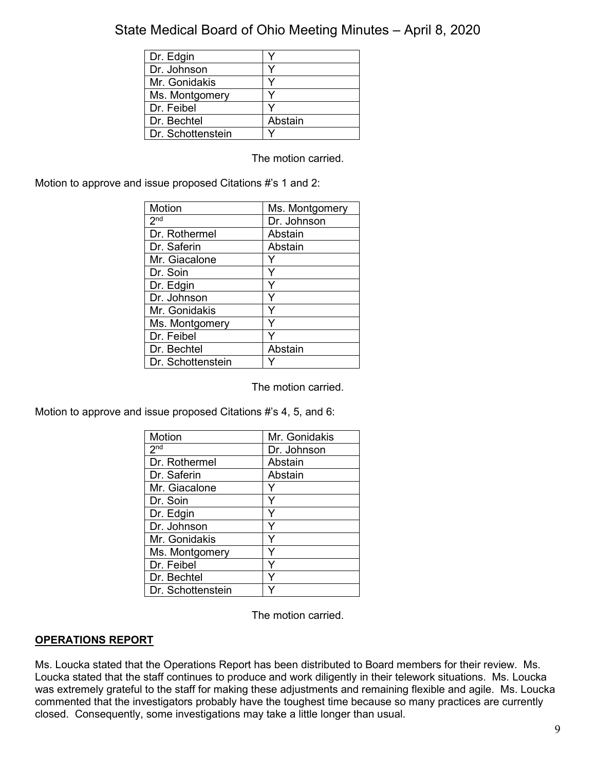| | |
|---|---|
| Dr. Edgin | Y |
| Dr. Johnson | Y |
| Mr. Gonidakis | Y |
| Ms. Montgomery | Y |
| Dr. Feibel | Y |
| Dr. Bechtel | Abstain |
| Dr. Schottenstein | Y |

The motion carried.

Motion to approve and issue proposed Citations #'s 1 and 2:

| Motion | Ms. Montgomery |
|---|---|
| 2nd | Dr. Johnson |
| Dr. Rothermel | Abstain |
| Dr. Saferin | Abstain |
| Mr. Giacalone | Y |
| Dr. Soin | Y |
| Dr. Edgin | Y |
| Dr. Johnson | Y |
| Mr. Gonidakis | Y |
| Ms. Montgomery | Y |
| Dr. Feibel | Y |
| Dr. Bechtel | Abstain |
| Dr. Schottenstein | Y |

The motion carried.

Motion to approve and issue proposed Citations #'s 4, 5, and 6:

| Motion | Mr. Gonidakis |
|---|---|
| 2nd | Dr. Johnson |
| Dr. Rothermel | Abstain |
| Dr. Saferin | Abstain |
| Mr. Giacalone | Y |
| Dr. Soin | Y |
| Dr. Edgin | Y |
| Dr. Johnson | Y |
| Mr. Gonidakis | Y |
| Ms. Montgomery | Y |
| Dr. Feibel | Y |
| Dr. Bechtel | Y |
| Dr. Schottenstein | Y |

The motion carried.

## OPERATIONS REPORT

Ms. Loucka stated that the Operations Report has been distributed to Board members for their review. Ms. Loucka stated that the staff continues to produce and work diligently in their telework situations. Ms. Loucka was extremely grateful to the staff for making these adjustments and remaining flexible and agile. Ms. Loucka commented that the investigators probably have the toughest time because so many practices are currently closed. Consequently, some investigations may take a little longer than usual.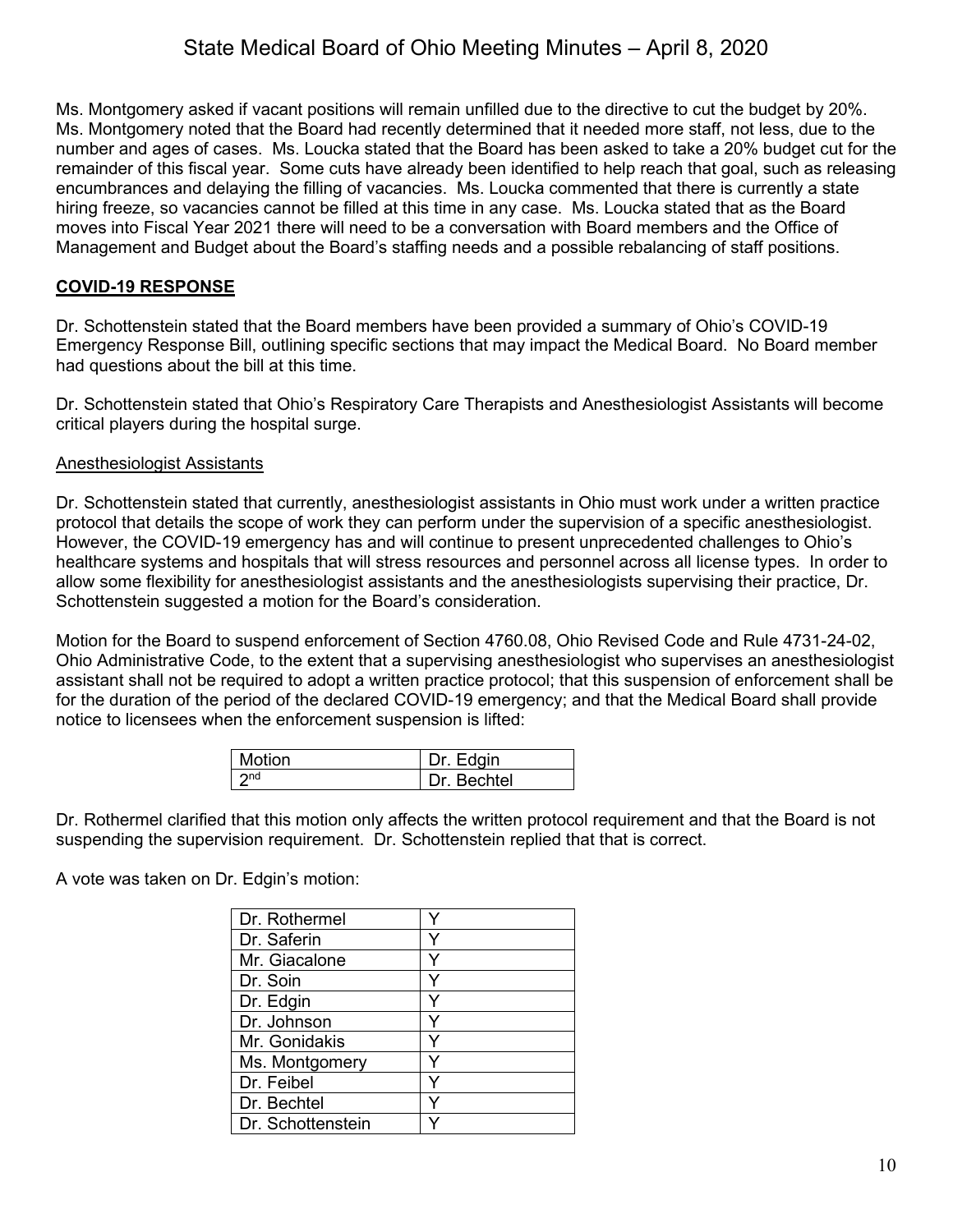Ms. Montgomery asked if vacant positions will remain unfilled due to the directive to cut the budget by 20%. Ms. Montgomery noted that the Board had recently determined that it needed more staff, not less, due to the number and ages of cases. Ms. Loucka stated that the Board has been asked to take a 20% budget cut for the remainder of this fiscal year. Some cuts have already been identified to help reach that goal, such as releasing encumbrances and delaying the filling of vacancies. Ms. Loucka commented that there is currently a state hiring freeze, so vacancies cannot be filled at this time in any case. Ms. Loucka stated that as the Board moves into Fiscal Year 2021 there will need to be a conversation with Board members and the Office of Management and Budget about the Board's staffing needs and a possible rebalancing of staff positions.

## COVID-19 RESPONSE

Dr. Schottenstein stated that the Board members have been provided a summary of Ohio's COVID-19 Emergency Response Bill, outlining specific sections that may impact the Medical Board. No Board member had questions about the bill at this time.

Dr. Schottenstein stated that Ohio's Respiratory Care Therapists and Anesthesiologist Assistants will become critical players during the hospital surge.

### Anesthesiologist Assistants

Dr. Schottenstein stated that currently, anesthesiologist assistants in Ohio must work under a written practice protocol that details the scope of work they can perform under the supervision of a specific anesthesiologist. However, the COVID-19 emergency has and will continue to present unprecedented challenges to Ohio's healthcare systems and hospitals that will stress resources and personnel across all license types. In order to allow some flexibility for anesthesiologist assistants and the anesthesiologists supervising their practice, Dr. Schottenstein suggested a motion for the Board's consideration.

Motion for the Board to suspend enforcement of Section 4760.08, Ohio Revised Code and Rule 4731-24-02, Ohio Administrative Code, to the extent that a supervising anesthesiologist who supervises an anesthesiologist assistant shall not be required to adopt a written practice protocol; that this suspension of enforcement shall be for the duration of the period of the declared COVID-19 emergency; and that the Medical Board shall provide notice to licensees when the enforcement suspension is lifted:

| Motion | Dr. Edgin |
|---|---|
| 2nd | Dr. Bechtel |

Dr. Rothermel clarified that this motion only affects the written protocol requirement and that the Board is not suspending the supervision requirement. Dr. Schottenstein replied that that is correct.

A vote was taken on Dr. Edgin's motion:

| | |
|---|---|
| Dr. Rothermel | Y |
| Dr. Saferin | Y |
| Mr. Giacalone | Y |
| Dr. Soin | Y |
| Dr. Edgin | Y |
| Dr. Johnson | Y |
| Mr. Gonidakis | Y |
| Ms. Montgomery | Y |
| Dr. Feibel | Y |
| Dr. Bechtel | Y |
| Dr. Schottenstein | Y |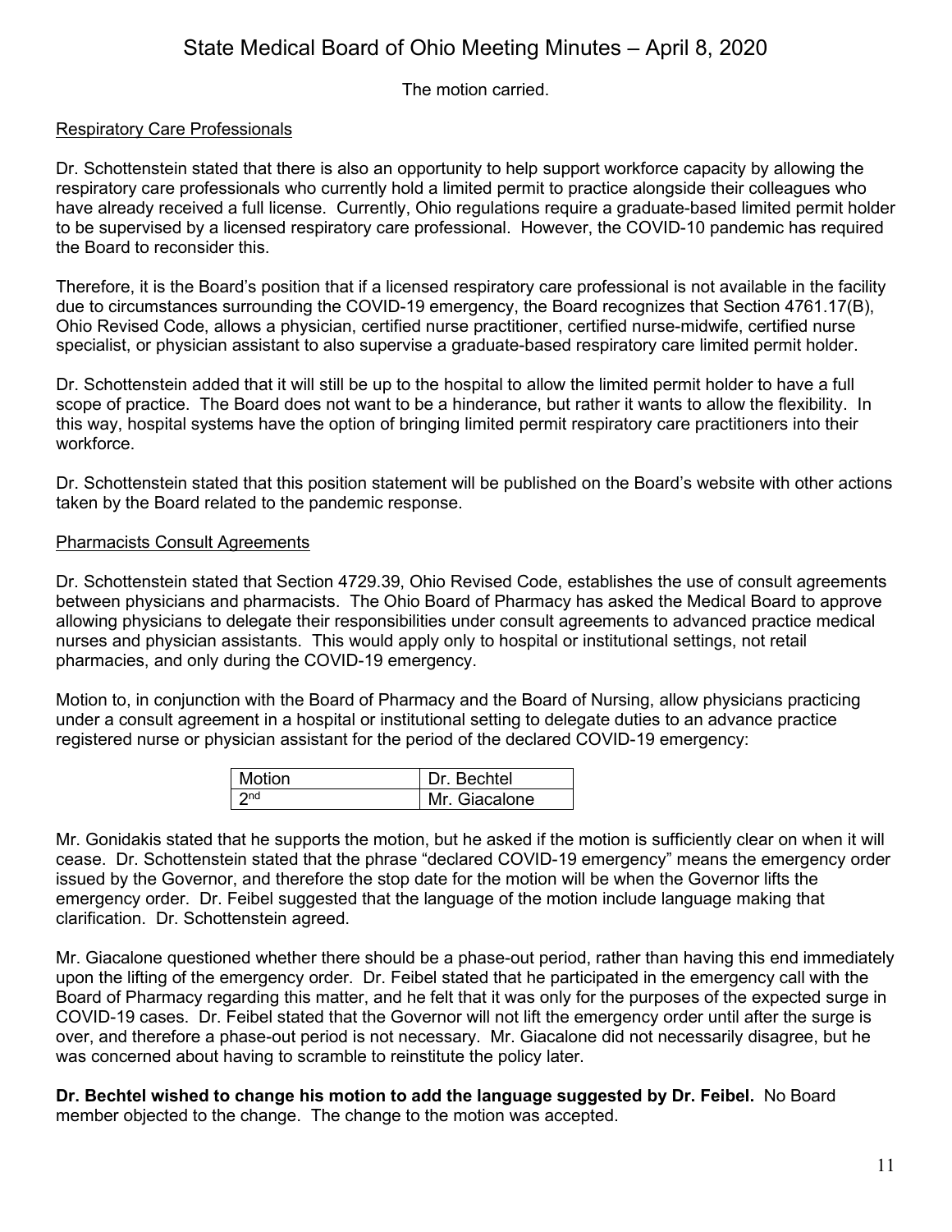The motion carried.

Respiratory Care Professionals

Dr. Schottenstein stated that there is also an opportunity to help support workforce capacity by allowing the respiratory care professionals who currently hold a limited permit to practice alongside their colleagues who have already received a full license. Currently, Ohio regulations require a graduate-based limited permit holder to be supervised by a licensed respiratory care professional. However, the COVID-10 pandemic has required the Board to reconsider this.

Therefore, it is the Board's position that if a licensed respiratory care professional is not available in the facility due to circumstances surrounding the COVID-19 emergency, the Board recognizes that Section 4761.17(B), Ohio Revised Code, allows a physician, certified nurse practitioner, certified nurse-midwife, certified nurse specialist, or physician assistant to also supervise a graduate-based respiratory care limited permit holder.

Dr. Schottenstein added that it will still be up to the hospital to allow the limited permit holder to have a full scope of practice. The Board does not want to be a hinderance, but rather it wants to allow the flexibility. In this way, hospital systems have the option of bringing limited permit respiratory care practitioners into their workforce.

Dr. Schottenstein stated that this position statement will be published on the Board's website with other actions taken by the Board related to the pandemic response.

Pharmacists Consult Agreements

Dr. Schottenstein stated that Section 4729.39, Ohio Revised Code, establishes the use of consult agreements between physicians and pharmacists. The Ohio Board of Pharmacy has asked the Medical Board to approve allowing physicians to delegate their responsibilities under consult agreements to advanced practice medical nurses and physician assistants. This would apply only to hospital or institutional settings, not retail pharmacies, and only during the COVID-19 emergency.

Motion to, in conjunction with the Board of Pharmacy and the Board of Nursing, allow physicians practicing under a consult agreement in a hospital or institutional setting to delegate duties to an advance practice registered nurse or physician assistant for the period of the declared COVID-19 emergency:

| Motion | Dr. Bechtel |
|---|---|
| 2nd | Mr. Giacalone |

Mr. Gonidakis stated that he supports the motion, but he asked if the motion is sufficiently clear on when it will cease. Dr. Schottenstein stated that the phrase "declared COVID-19 emergency" means the emergency order issued by the Governor, and therefore the stop date for the motion will be when the Governor lifts the emergency order. Dr. Feibel suggested that the language of the motion include language making that clarification. Dr. Schottenstein agreed.

Mr. Giacalone questioned whether there should be a phase-out period, rather than having this end immediately upon the lifting of the emergency order. Dr. Feibel stated that he participated in the emergency call with the Board of Pharmacy regarding this matter, and he felt that it was only for the purposes of the expected surge in COVID-19 cases. Dr. Feibel stated that the Governor will not lift the emergency order until after the surge is over, and therefore a phase-out period is not necessary. Mr. Giacalone did not necessarily disagree, but he was concerned about having to scramble to reinstitute the policy later.

**Dr. Bechtel wished to change his motion to add the language suggested by Dr. Feibel.** No Board member objected to the change. The change to the motion was accepted.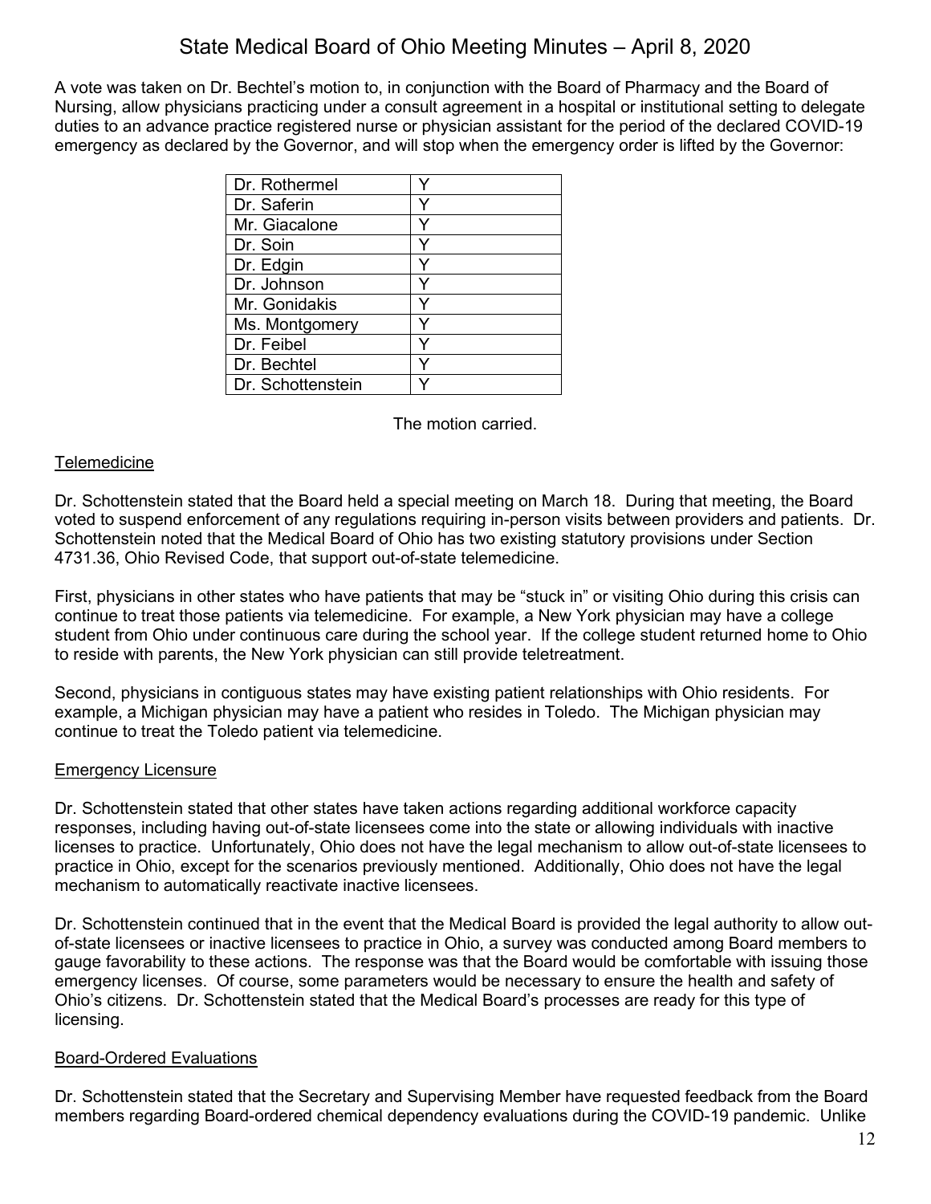A vote was taken on Dr. Bechtel's motion to, in conjunction with the Board of Pharmacy and the Board of Nursing, allow physicians practicing under a consult agreement in a hospital or institutional setting to delegate duties to an advance practice registered nurse or physician assistant for the period of the declared COVID-19 emergency as declared by the Governor, and will stop when the emergency order is lifted by the Governor:

| | |
|---|---|
| Dr. Rothermel | Y |
| Dr. Saferin | Y |
| Mr. Giacalone | Y |
| Dr. Soin | Y |
| Dr. Edgin | Y |
| Dr. Johnson | Y |
| Mr. Gonidakis | Y |
| Ms. Montgomery | Y |
| Dr. Feibel | Y |
| Dr. Bechtel | Y |
| Dr. Schottenstein | Y |

The motion carried.

## Telemedicine

Dr. Schottenstein stated that the Board held a special meeting on March 18. During that meeting, the Board voted to suspend enforcement of any regulations requiring in-person visits between providers and patients. Dr. Schottenstein noted that the Medical Board of Ohio has two existing statutory provisions under Section 4731.36, Ohio Revised Code, that support out-of-state telemedicine.

First, physicians in other states who have patients that may be "stuck in" or visiting Ohio during this crisis can continue to treat those patients via telemedicine. For example, a New York physician may have a college student from Ohio under continuous care during the school year. If the college student returned home to Ohio to reside with parents, the New York physician can still provide teletreatment.

Second, physicians in contiguous states may have existing patient relationships with Ohio residents. For example, a Michigan physician may have a patient who resides in Toledo. The Michigan physician may continue to treat the Toledo patient via telemedicine.

## Emergency Licensure

Dr. Schottenstein stated that other states have taken actions regarding additional workforce capacity responses, including having out-of-state licensees come into the state or allowing individuals with inactive licenses to practice. Unfortunately, Ohio does not have the legal mechanism to allow out-of-state licensees to practice in Ohio, except for the scenarios previously mentioned. Additionally, Ohio does not have the legal mechanism to automatically reactivate inactive licensees.

Dr. Schottenstein continued that in the event that the Medical Board is provided the legal authority to allow out-of-state licensees or inactive licensees to practice in Ohio, a survey was conducted among Board members to gauge favorability to these actions. The response was that the Board would be comfortable with issuing those emergency licenses. Of course, some parameters would be necessary to ensure the health and safety of Ohio's citizens. Dr. Schottenstein stated that the Medical Board's processes are ready for this type of licensing.

## Board-Ordered Evaluations

Dr. Schottenstein stated that the Secretary and Supervising Member have requested feedback from the Board members regarding Board-ordered chemical dependency evaluations during the COVID-19 pandemic. Unlike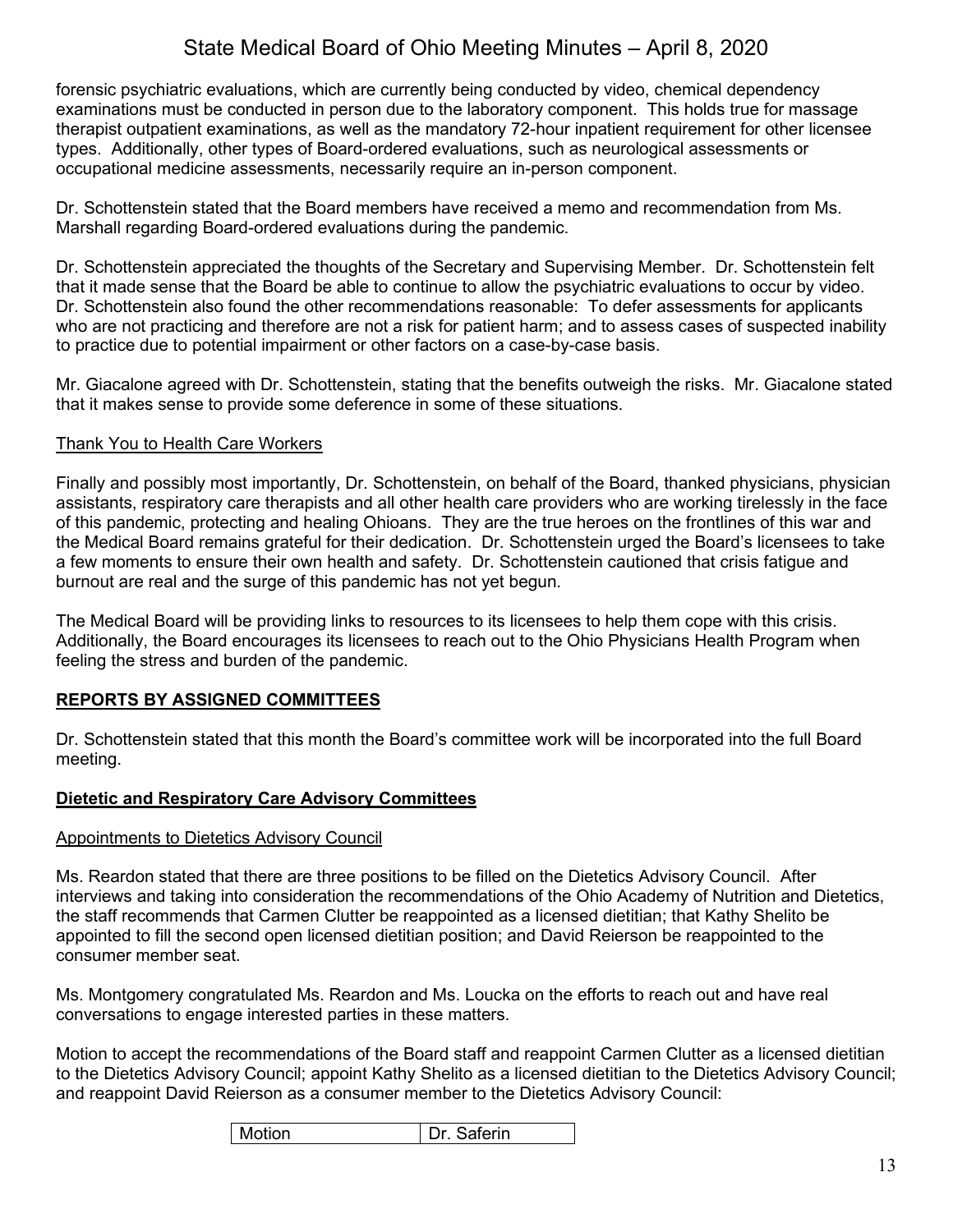forensic psychiatric evaluations, which are currently being conducted by video, chemical dependency examinations must be conducted in person due to the laboratory component. This holds true for massage therapist outpatient examinations, as well as the mandatory 72-hour inpatient requirement for other licensee types. Additionally, other types of Board-ordered evaluations, such as neurological assessments or occupational medicine assessments, necessarily require an in-person component.

Dr. Schottenstein stated that the Board members have received a memo and recommendation from Ms. Marshall regarding Board-ordered evaluations during the pandemic.

Dr. Schottenstein appreciated the thoughts of the Secretary and Supervising Member. Dr. Schottenstein felt that it made sense that the Board be able to continue to allow the psychiatric evaluations to occur by video. Dr. Schottenstein also found the other recommendations reasonable: To defer assessments for applicants who are not practicing and therefore are not a risk for patient harm; and to assess cases of suspected inability to practice due to potential impairment or other factors on a case-by-case basis.

Mr. Giacalone agreed with Dr. Schottenstein, stating that the benefits outweigh the risks. Mr. Giacalone stated that it makes sense to provide some deference in some of these situations.

Thank You to Health Care Workers

Finally and possibly most importantly, Dr. Schottenstein, on behalf of the Board, thanked physicians, physician assistants, respiratory care therapists and all other health care providers who are working tirelessly in the face of this pandemic, protecting and healing Ohioans. They are the true heroes on the frontlines of this war and the Medical Board remains grateful for their dedication. Dr. Schottenstein urged the Board's licensees to take a few moments to ensure their own health and safety. Dr. Schottenstein cautioned that crisis fatigue and burnout are real and the surge of this pandemic has not yet begun.

The Medical Board will be providing links to resources to its licensees to help them cope with this crisis. Additionally, the Board encourages its licensees to reach out to the Ohio Physicians Health Program when feeling the stress and burden of the pandemic.

## REPORTS BY ASSIGNED COMMITTEES

Dr. Schottenstein stated that this month the Board's committee work will be incorporated into the full Board meeting.

## Dietetic and Respiratory Care Advisory Committees

Appointments to Dietetics Advisory Council

Ms. Reardon stated that there are three positions to be filled on the Dietetics Advisory Council. After interviews and taking into consideration the recommendations of the Ohio Academy of Nutrition and Dietetics, the staff recommends that Carmen Clutter be reappointed as a licensed dietitian; that Kathy Shelito be appointed to fill the second open licensed dietitian position; and David Reierson be reappointed to the consumer member seat.

Ms. Montgomery congratulated Ms. Reardon and Ms. Loucka on the efforts to reach out and have real conversations to engage interested parties in these matters.

Motion to accept the recommendations of the Board staff and reappoint Carmen Clutter as a licensed dietitian to the Dietetics Advisory Council; appoint Kathy Shelito as a licensed dietitian to the Dietetics Advisory Council; and reappoint David Reierson as a consumer member to the Dietetics Advisory Council:

| Motion | Dr. Saferin |
|---|---|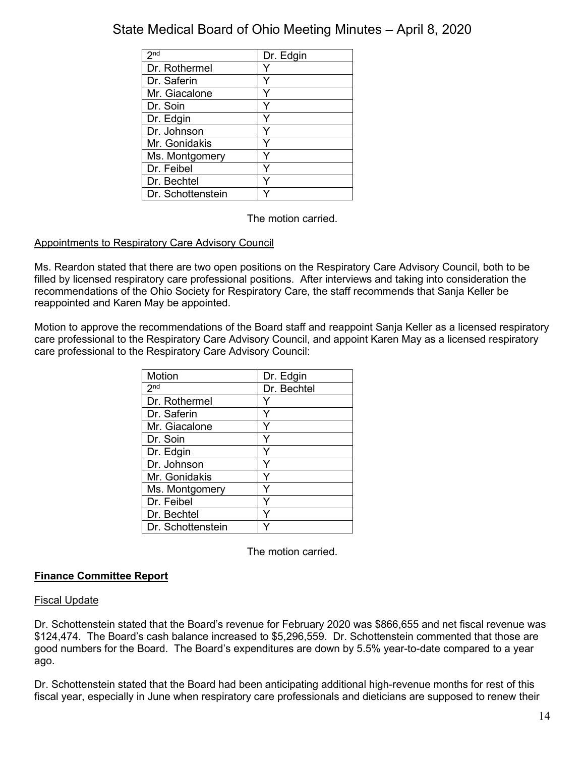| 2nd | Dr. Edgin |
|---|---|
| Dr. Rothermel | Y |
| Dr. Saferin | Y |
| Mr. Giacalone | Y |
| Dr. Soin | Y |
| Dr. Edgin | Y |
| Dr. Johnson | Y |
| Mr. Gonidakis | Y |
| Ms. Montgomery | Y |
| Dr. Feibel | Y |
| Dr. Bechtel | Y |
| Dr. Schottenstein | Y |

The motion carried.

Appointments to Respiratory Care Advisory Council

Ms. Reardon stated that there are two open positions on the Respiratory Care Advisory Council, both to be filled by licensed respiratory care professional positions. After interviews and taking into consideration the recommendations of the Ohio Society for Respiratory Care, the staff recommends that Sanja Keller be reappointed and Karen May be appointed.

Motion to approve the recommendations of the Board staff and reappoint Sanja Keller as a licensed respiratory care professional to the Respiratory Care Advisory Council, and appoint Karen May as a licensed respiratory care professional to the Respiratory Care Advisory Council:

| Motion | Dr. Edgin |
|---|---|
| 2nd | Dr. Bechtel |
| Dr. Rothermel | Y |
| Dr. Saferin | Y |
| Mr. Giacalone | Y |
| Dr. Soin | Y |
| Dr. Edgin | Y |
| Dr. Johnson | Y |
| Mr. Gonidakis | Y |
| Ms. Montgomery | Y |
| Dr. Feibel | Y |
| Dr. Bechtel | Y |
| Dr. Schottenstein | Y |

The motion carried.

## **Finance Committee Report**

Fiscal Update

Dr. Schottenstein stated that the Board's revenue for February 2020 was $866,655 and net fiscal revenue was $124,474. The Board's cash balance increased to $5,296,559. Dr. Schottenstein commented that those are good numbers for the Board. The Board's expenditures are down by 5.5% year-to-date compared to a year ago.

Dr. Schottenstein stated that the Board had been anticipating additional high-revenue months for rest of this fiscal year, especially in June when respiratory care professionals and dieticians are supposed to renew their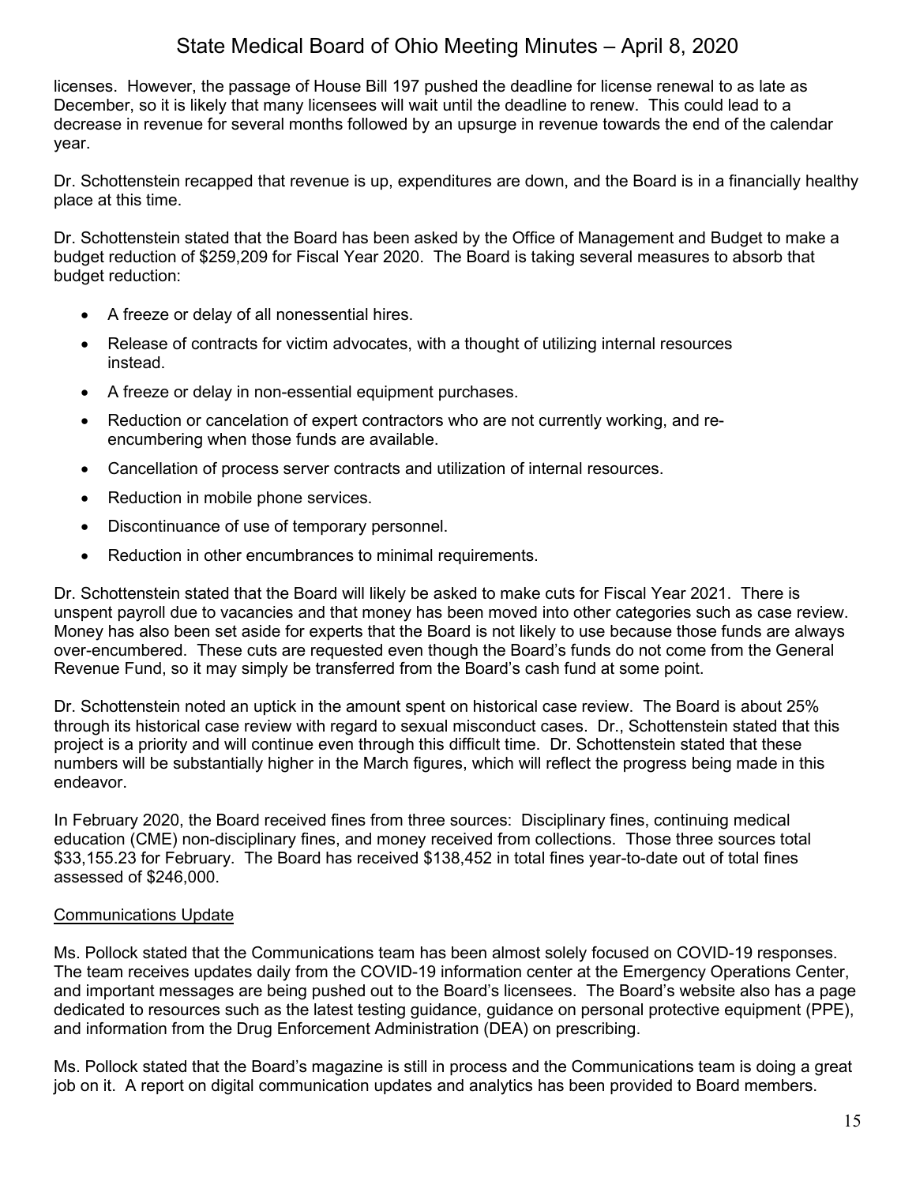licenses. However, the passage of House Bill 197 pushed the deadline for license renewal to as late as December, so it is likely that many licensees will wait until the deadline to renew. This could lead to a decrease in revenue for several months followed by an upsurge in revenue towards the end of the calendar year.

Dr. Schottenstein recapped that revenue is up, expenditures are down, and the Board is in a financially healthy place at this time.

Dr. Schottenstein stated that the Board has been asked by the Office of Management and Budget to make a budget reduction of $259,209 for Fiscal Year 2020. The Board is taking several measures to absorb that budget reduction:

- A freeze or delay of all nonessential hires.
- Release of contracts for victim advocates, with a thought of utilizing internal resources instead.
- A freeze or delay in non-essential equipment purchases.
- Reduction or cancelation of expert contractors who are not currently working, and re-encumbering when those funds are available.
- Cancellation of process server contracts and utilization of internal resources.
- Reduction in mobile phone services.
- Discontinuance of use of temporary personnel.
- Reduction in other encumbrances to minimal requirements.

Dr. Schottenstein stated that the Board will likely be asked to make cuts for Fiscal Year 2021. There is unspent payroll due to vacancies and that money has been moved into other categories such as case review. Money has also been set aside for experts that the Board is not likely to use because those funds are always over-encumbered. These cuts are requested even though the Board's funds do not come from the General Revenue Fund, so it may simply be transferred from the Board's cash fund at some point.

Dr. Schottenstein noted an uptick in the amount spent on historical case review. The Board is about 25% through its historical case review with regard to sexual misconduct cases. Dr., Schottenstein stated that this project is a priority and will continue even through this difficult time. Dr. Schottenstein stated that these numbers will be substantially higher in the March figures, which will reflect the progress being made in this endeavor.

In February 2020, the Board received fines from three sources: Disciplinary fines, continuing medical education (CME) non-disciplinary fines, and money received from collections. Those three sources total $33,155.23 for February. The Board has received $138,452 in total fines year-to-date out of total fines assessed of $246,000.

<u>Communications Update</u>

Ms. Pollock stated that the Communications team has been almost solely focused on COVID-19 responses. The team receives updates daily from the COVID-19 information center at the Emergency Operations Center, and important messages are being pushed out to the Board's licensees. The Board's website also has a page dedicated to resources such as the latest testing guidance, guidance on personal protective equipment (PPE), and information from the Drug Enforcement Administration (DEA) on prescribing.

Ms. Pollock stated that the Board's magazine is still in process and the Communications team is doing a great job on it. A report on digital communication updates and analytics has been provided to Board members.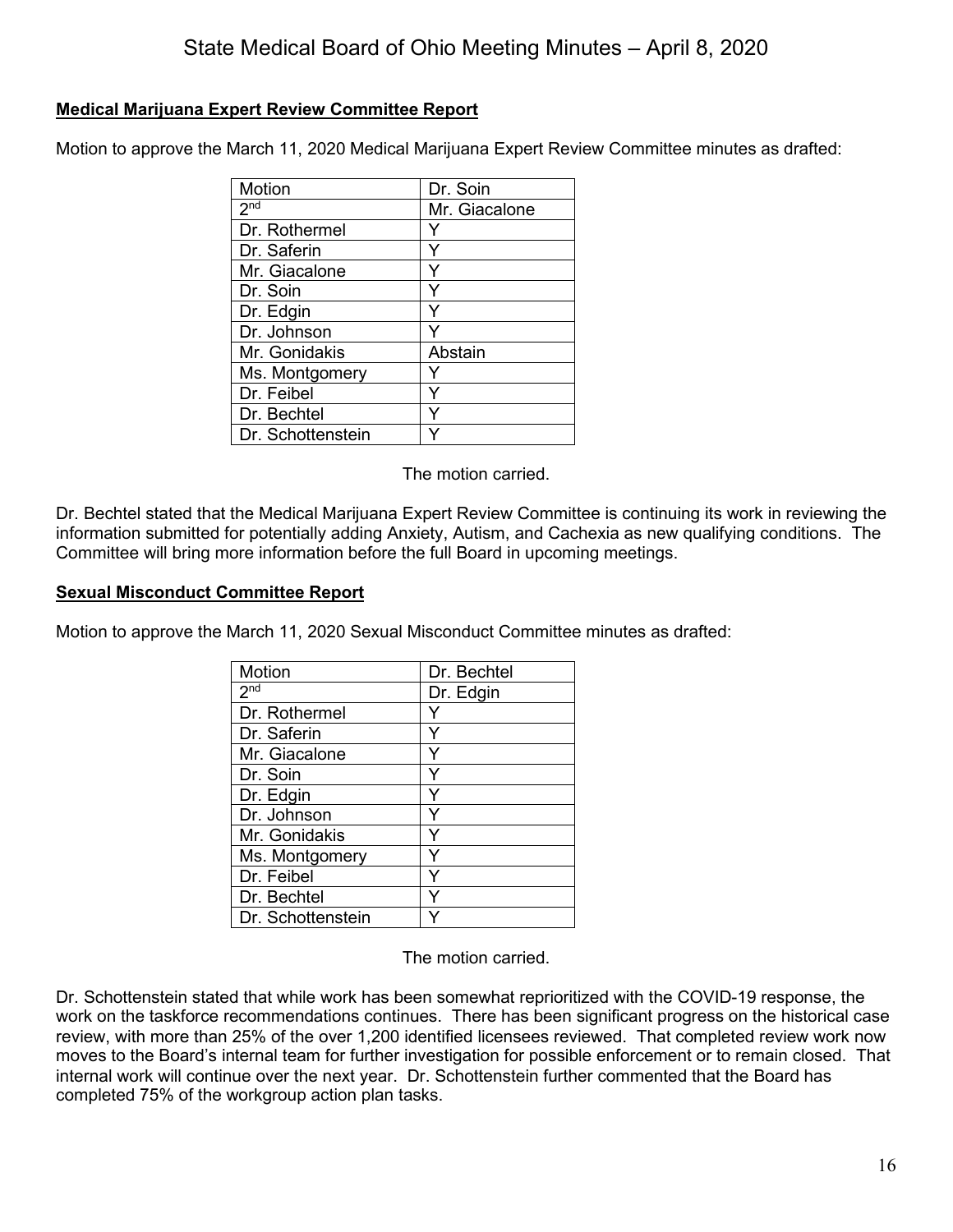**Medical Marijuana Expert Review Committee Report**

Motion to approve the March 11, 2020 Medical Marijuana Expert Review Committee minutes as drafted:

| Motion | Dr. Soin |
|---|---|
| 2nd | Mr. Giacalone |
| Dr. Rothermel | Y |
| Dr. Saferin | Y |
| Mr. Giacalone | Y |
| Dr. Soin | Y |
| Dr. Edgin | Y |
| Dr. Johnson | Y |
| Mr. Gonidakis | Abstain |
| Ms. Montgomery | Y |
| Dr. Feibel | Y |
| Dr. Bechtel | Y |
| Dr. Schottenstein | Y |

The motion carried.

Dr. Bechtel stated that the Medical Marijuana Expert Review Committee is continuing its work in reviewing the information submitted for potentially adding Anxiety, Autism, and Cachexia as new qualifying conditions. The Committee will bring more information before the full Board in upcoming meetings.

**Sexual Misconduct Committee Report**

Motion to approve the March 11, 2020 Sexual Misconduct Committee minutes as drafted:

| Motion | Dr. Bechtel |
|---|---|
| 2nd | Dr. Edgin |
| Dr. Rothermel | Y |
| Dr. Saferin | Y |
| Mr. Giacalone | Y |
| Dr. Soin | Y |
| Dr. Edgin | Y |
| Dr. Johnson | Y |
| Mr. Gonidakis | Y |
| Ms. Montgomery | Y |
| Dr. Feibel | Y |
| Dr. Bechtel | Y |
| Dr. Schottenstein | Y |

The motion carried.

Dr. Schottenstein stated that while work has been somewhat reprioritized with the COVID-19 response, the work on the taskforce recommendations continues. There has been significant progress on the historical case review, with more than 25% of the over 1,200 identified licensees reviewed. That completed review work now moves to the Board's internal team for further investigation for possible enforcement or to remain closed. That internal work will continue over the next year. Dr. Schottenstein further commented that the Board has completed 75% of the workgroup action plan tasks.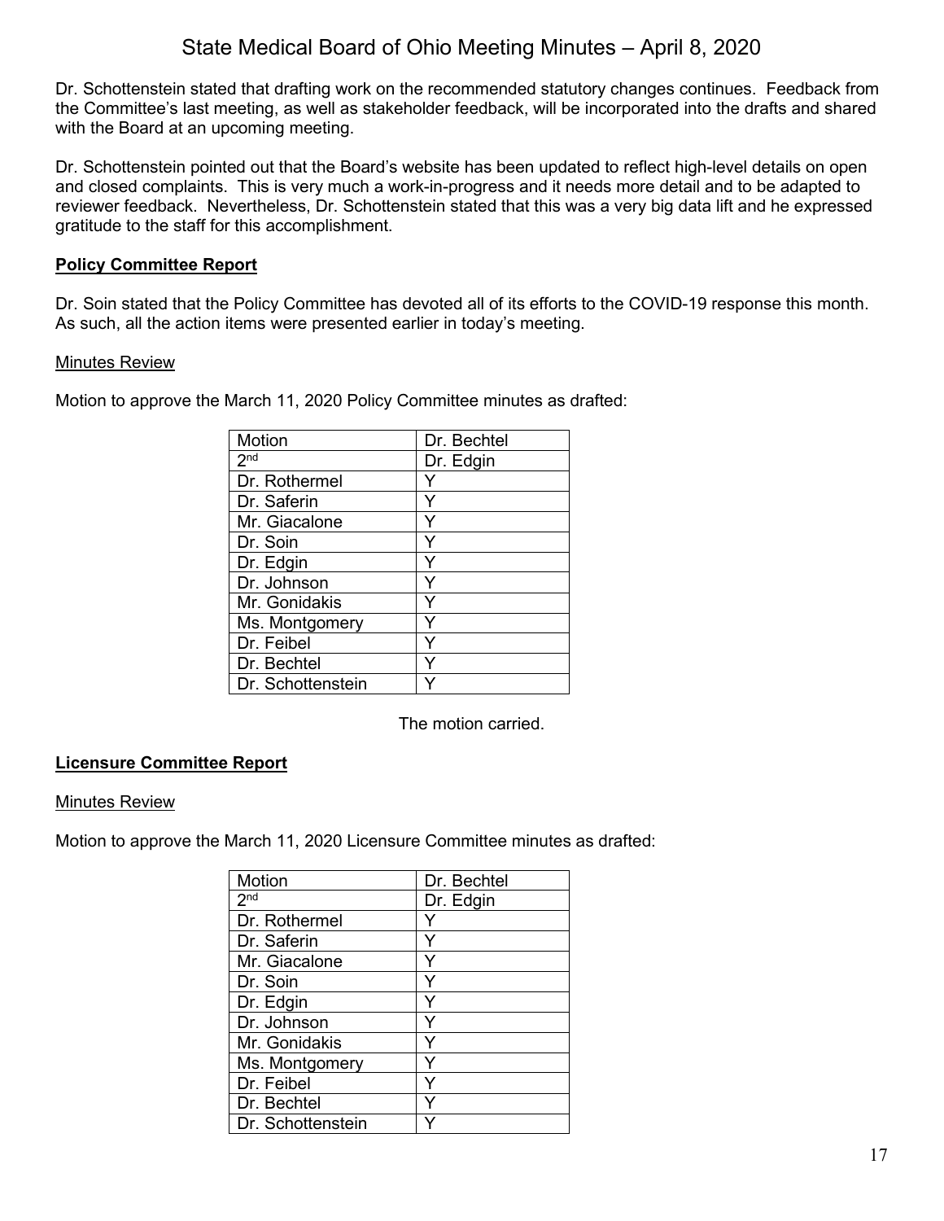Dr. Schottenstein stated that drafting work on the recommended statutory changes continues. Feedback from the Committee's last meeting, as well as stakeholder feedback, will be incorporated into the drafts and shared with the Board at an upcoming meeting.

Dr. Schottenstein pointed out that the Board's website has been updated to reflect high-level details on open and closed complaints. This is very much a work-in-progress and it needs more detail and to be adapted to reviewer feedback. Nevertheless, Dr. Schottenstein stated that this was a very big data lift and he expressed gratitude to the staff for this accomplishment.

## **Policy Committee Report**

Dr. Soin stated that the Policy Committee has devoted all of its efforts to the COVID-19 response this month. As such, all the action items were presented earlier in today's meeting.

### Minutes Review

Motion to approve the March 11, 2020 Policy Committee minutes as drafted:

| Motion | Dr. Bechtel |
|---|---|
| 2nd | Dr. Edgin |
| Dr. Rothermel | Y |
| Dr. Saferin | Y |
| Mr. Giacalone | Y |
| Dr. Soin | Y |
| Dr. Edgin | Y |
| Dr. Johnson | Y |
| Mr. Gonidakis | Y |
| Ms. Montgomery | Y |
| Dr. Feibel | Y |
| Dr. Bechtel | Y |
| Dr. Schottenstein | Y |

The motion carried.

## **Licensure Committee Report**

### Minutes Review

Motion to approve the March 11, 2020 Licensure Committee minutes as drafted:

| Motion | Dr. Bechtel |
|---|---|
| 2nd | Dr. Edgin |
| Dr. Rothermel | Y |
| Dr. Saferin | Y |
| Mr. Giacalone | Y |
| Dr. Soin | Y |
| Dr. Edgin | Y |
| Dr. Johnson | Y |
| Mr. Gonidakis | Y |
| Ms. Montgomery | Y |
| Dr. Feibel | Y |
| Dr. Bechtel | Y |
| Dr. Schottenstein | Y |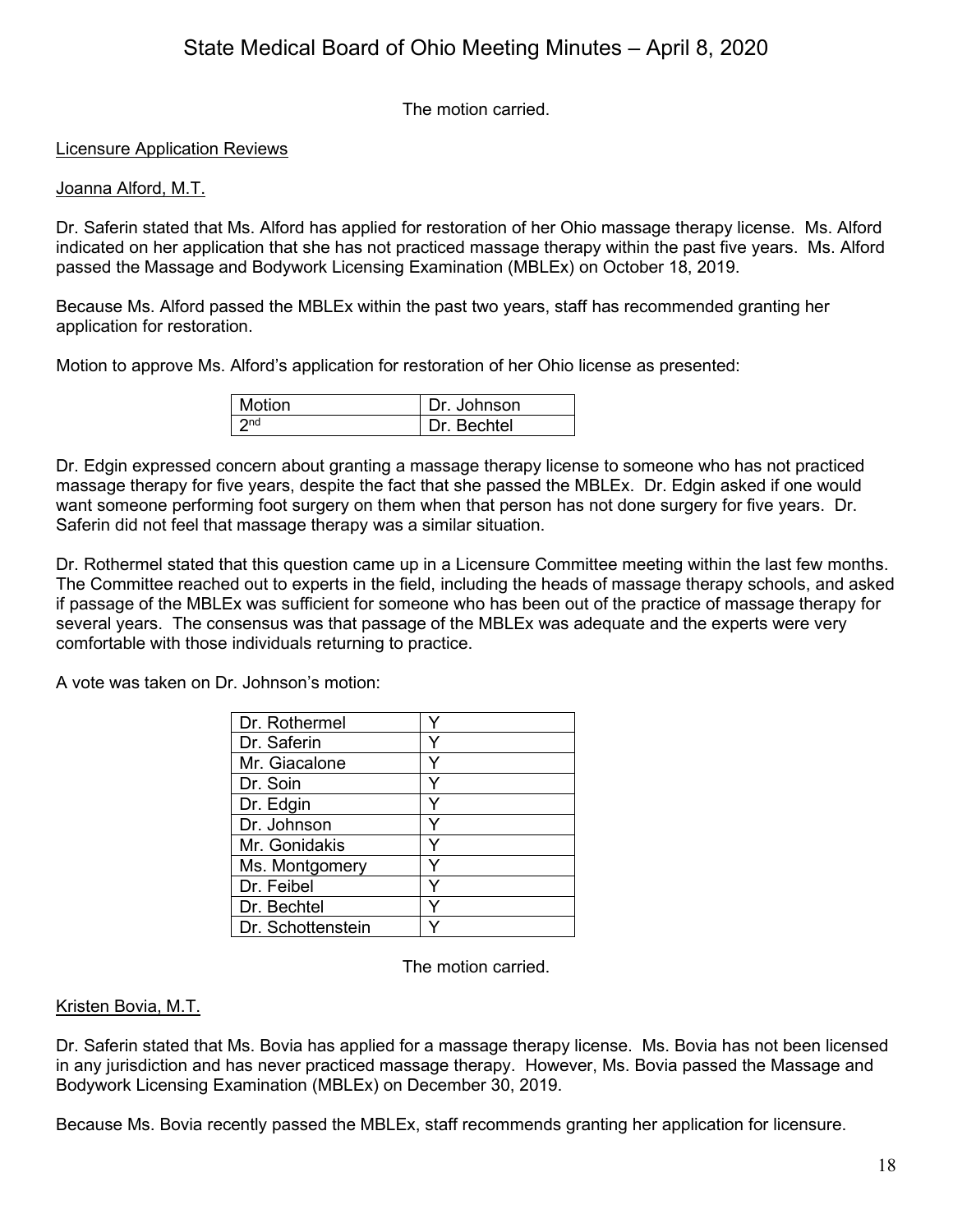The motion carried.

Licensure Application Reviews

Joanna Alford, M.T.

Dr. Saferin stated that Ms. Alford has applied for restoration of her Ohio massage therapy license. Ms. Alford indicated on her application that she has not practiced massage therapy within the past five years. Ms. Alford passed the Massage and Bodywork Licensing Examination (MBLEx) on October 18, 2019.

Because Ms. Alford passed the MBLEx within the past two years, staff has recommended granting her application for restoration.

Motion to approve Ms. Alford's application for restoration of her Ohio license as presented:

| Motion | Dr. Johnson |
|---|---|
| 2nd | Dr. Bechtel |

Dr. Edgin expressed concern about granting a massage therapy license to someone who has not practiced massage therapy for five years, despite the fact that she passed the MBLEx. Dr. Edgin asked if one would want someone performing foot surgery on them when that person has not done surgery for five years. Dr. Saferin did not feel that massage therapy was a similar situation.

Dr. Rothermel stated that this question came up in a Licensure Committee meeting within the last few months. The Committee reached out to experts in the field, including the heads of massage therapy schools, and asked if passage of the MBLEx was sufficient for someone who has been out of the practice of massage therapy for several years. The consensus was that passage of the MBLEx was adequate and the experts were very comfortable with those individuals returning to practice.

A vote was taken on Dr. Johnson's motion:

| Dr. Rothermel | Y |
|---|---|
| Dr. Saferin | Y |
| Mr. Giacalone | Y |
| Dr. Soin | Y |
| Dr. Edgin | Y |
| Dr. Johnson | Y |
| Mr. Gonidakis | Y |
| Ms. Montgomery | Y |
| Dr. Feibel | Y |
| Dr. Bechtel | Y |
| Dr. Schottenstein | Y |

The motion carried.

Kristen Bovia, M.T.

Dr. Saferin stated that Ms. Bovia has applied for a massage therapy license. Ms. Bovia has not been licensed in any jurisdiction and has never practiced massage therapy. However, Ms. Bovia passed the Massage and Bodywork Licensing Examination (MBLEx) on December 30, 2019.

Because Ms. Bovia recently passed the MBLEx, staff recommends granting her application for licensure.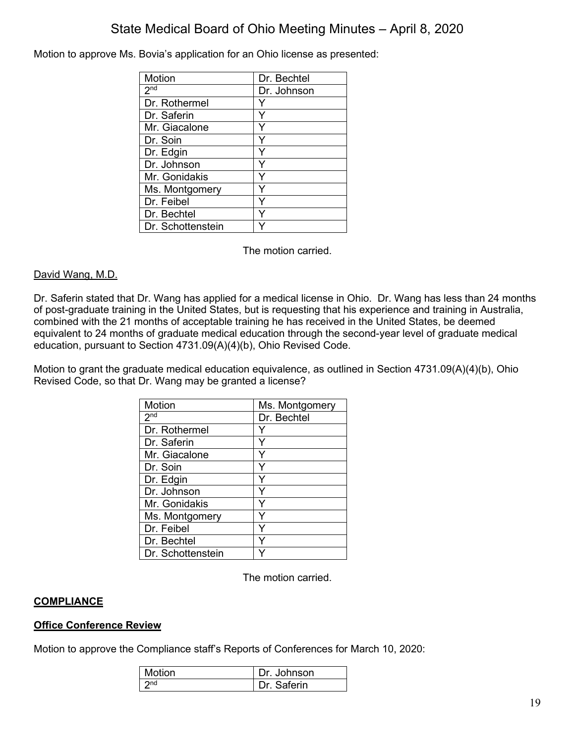Motion to approve Ms. Bovia's application for an Ohio license as presented:

| Motion | Dr. Bechtel |
|---|---|
| 2nd | Dr. Johnson |
| Dr. Rothermel | Y |
| Dr. Saferin | Y |
| Mr. Giacalone | Y |
| Dr. Soin | Y |
| Dr. Edgin | Y |
| Dr. Johnson | Y |
| Mr. Gonidakis | Y |
| Ms. Montgomery | Y |
| Dr. Feibel | Y |
| Dr. Bechtel | Y |
| Dr. Schottenstein | Y |

The motion carried.

David Wang, M.D.

Dr. Saferin stated that Dr. Wang has applied for a medical license in Ohio. Dr. Wang has less than 24 months of post-graduate training in the United States, but is requesting that his experience and training in Australia, combined with the 21 months of acceptable training he has received in the United States, be deemed equivalent to 24 months of graduate medical education through the second-year level of graduate medical education, pursuant to Section 4731.09(A)(4)(b), Ohio Revised Code.

Motion to grant the graduate medical education equivalence, as outlined in Section 4731.09(A)(4)(b), Ohio Revised Code, so that Dr. Wang may be granted a license?

| Motion | Ms. Montgomery |
|---|---|
| 2nd | Dr. Bechtel |
| Dr. Rothermel | Y |
| Dr. Saferin | Y |
| Mr. Giacalone | Y |
| Dr. Soin | Y |
| Dr. Edgin | Y |
| Dr. Johnson | Y |
| Mr. Gonidakis | Y |
| Ms. Montgomery | Y |
| Dr. Feibel | Y |
| Dr. Bechtel | Y |
| Dr. Schottenstein | Y |

The motion carried.

## COMPLIANCE

### Office Conference Review

Motion to approve the Compliance staff's Reports of Conferences for March 10, 2020:

| Motion | Dr. Johnson |
|---|---|
| 2nd | Dr. Saferin |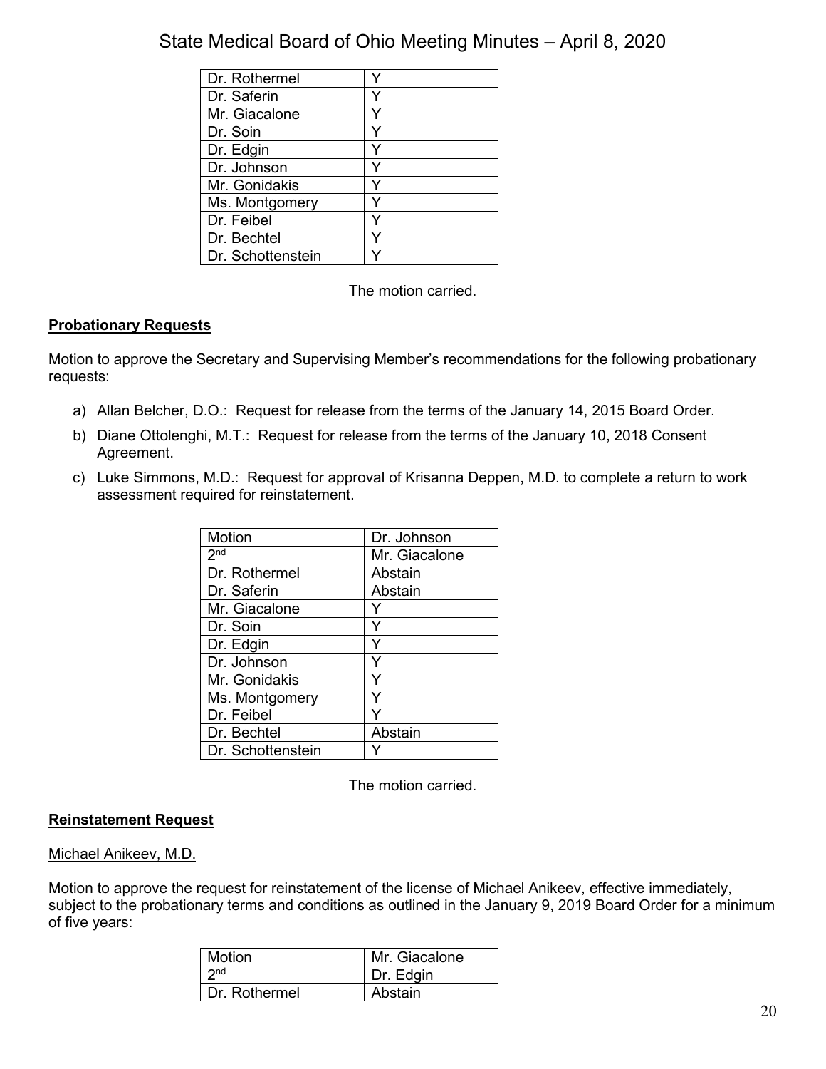| | |
|---|---|
| Dr. Rothermel | Y |
| Dr. Saferin | Y |
| Mr. Giacalone | Y |
| Dr. Soin | Y |
| Dr. Edgin | Y |
| Dr. Johnson | Y |
| Mr. Gonidakis | Y |
| Ms. Montgomery | Y |
| Dr. Feibel | Y |
| Dr. Bechtel | Y |
| Dr. Schottenstein | Y |

The motion carried.

**Probationary Requests**

Motion to approve the Secretary and Supervising Member's recommendations for the following probationary requests:

a) Allan Belcher, D.O.: Request for release from the terms of the January 14, 2015 Board Order.

b) Diane Ottolenghi, M.T.: Request for release from the terms of the January 10, 2018 Consent Agreement.

c) Luke Simmons, M.D.: Request for approval of Krisanna Deppen, M.D. to complete a return to work assessment required for reinstatement.

| Motion | Dr. Johnson |
|---|---|
| 2nd | Mr. Giacalone |
| Dr. Rothermel | Abstain |
| Dr. Saferin | Abstain |
| Mr. Giacalone | Y |
| Dr. Soin | Y |
| Dr. Edgin | Y |
| Dr. Johnson | Y |
| Mr. Gonidakis | Y |
| Ms. Montgomery | Y |
| Dr. Feibel | Y |
| Dr. Bechtel | Abstain |
| Dr. Schottenstein | Y |

The motion carried.

**Reinstatement Request**

Michael Anikeev, M.D.

Motion to approve the request for reinstatement of the license of Michael Anikeev, effective immediately, subject to the probationary terms and conditions as outlined in the January 9, 2019 Board Order for a minimum of five years:

| Motion | Mr. Giacalone |
|---|---|
| 2nd | Dr. Edgin |
| Dr. Rothermel | Abstain |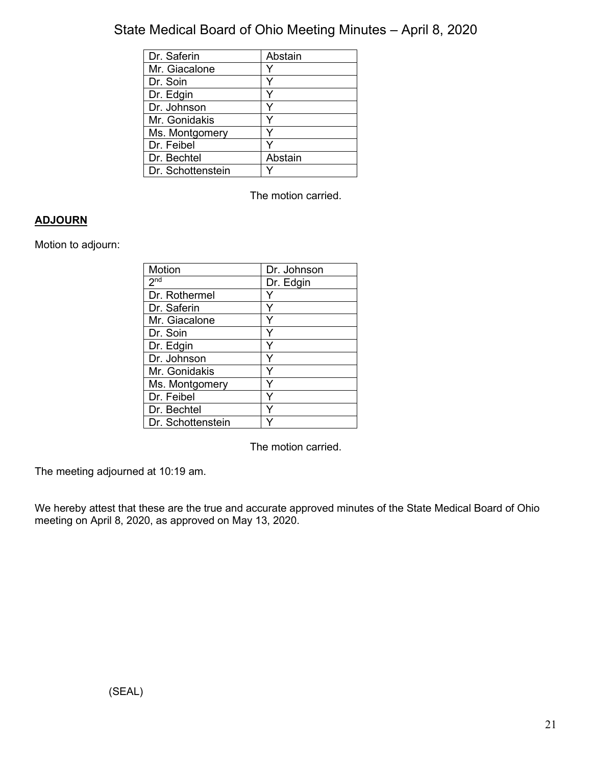| | |
|---|---|
| Dr. Saferin | Abstain |
| Mr. Giacalone | Y |
| Dr. Soin | Y |
| Dr. Edgin | Y |
| Dr. Johnson | Y |
| Mr. Gonidakis | Y |
| Ms. Montgomery | Y |
| Dr. Feibel | Y |
| Dr. Bechtel | Abstain |
| Dr. Schottenstein | Y |

The motion carried.

**ADJOURN**

Motion to adjourn:

| | |
|---|---|
| Motion | Dr. Johnson |
| 2nd | Dr. Edgin |
| Dr. Rothermel | Y |
| Dr. Saferin | Y |
| Mr. Giacalone | Y |
| Dr. Soin | Y |
| Dr. Edgin | Y |
| Dr. Johnson | Y |
| Mr. Gonidakis | Y |
| Ms. Montgomery | Y |
| Dr. Feibel | Y |
| Dr. Bechtel | Y |
| Dr. Schottenstein | Y |

The motion carried.

The meeting adjourned at 10:19 am.

We hereby attest that these are the true and accurate approved minutes of the State Medical Board of Ohio meeting on April 8, 2020, as approved on May 13, 2020.

(SEAL)